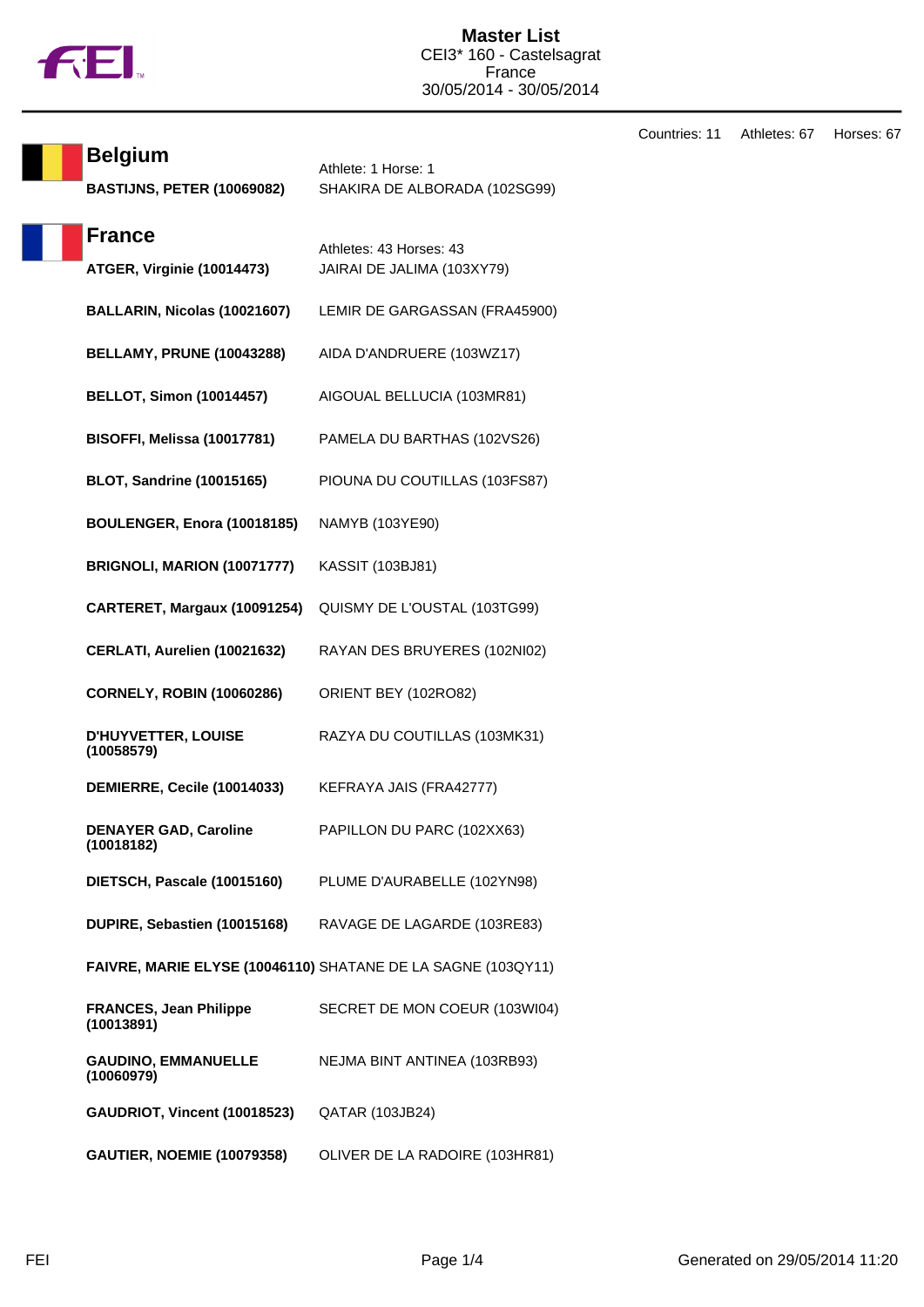# Master List

CEI3* 160 - Castelsagrat
France
30/05/2014 - 30/05/2014

Countries: 11 Athletes: 67 Horses: 67

## Belgium

Athlete: 1 Horse: 1

| Athlete | Horse |
|---|---|
| **BASTIJNS, PETER (10069082)** | SHAKIRA DE ALBORADA (102SG99) |

## France

Athletes: 43 Horses: 43

| Athlete | Horse |
|---|---|
| **ATGER, Virginie (10014473)** | JAIRAI DE JALIMA (103XY79) |
| **BALLARIN, Nicolas (10021607)** | LEMIR DE GARGASSAN (FRA45900) |
| **BELLAMY, PRUNE (10043288)** | AIDA D'ANDRUERE (103WZ17) |
| **BELLOT, Simon (10014457)** | AIGOUAL BELLUCIA (103MR81) |
| **BISOFFI, Melissa (10017781)** | PAMELA DU BARTHAS (102VS26) |
| **BLOT, Sandrine (10015165)** | PIOUNA DU COUTILLAS (103FS87) |
| **BOULENGER, Enora (10018185)** | NAMYB (103YE90) |
| **BRIGNOLI, MARION (10071777)** | KASSIT (103BJ81) |
| **CARTERET, Margaux (10091254)** | QUISMY DE L'OUSTAL (103TG99) |
| **CERLATI, Aurelien (10021632)** | RAYAN DES BRUYERES (102NI02) |
| **CORNELY, ROBIN (10060286)** | ORIENT BEY (102RO82) |
| **D'HUYVETTER, LOUISE (10058579)** | RAZYA DU COUTILLAS (103MK31) |
| **DEMIERRE, Cecile (10014033)** | KEFRAYA JAIS (FRA42777) |
| **DENAYER GAD, Caroline (10018182)** | PAPILLON DU PARC (102XX63) |
| **DIETSCH, Pascale (10015160)** | PLUME D'AURABELLE (102YN98) |
| **DUPIRE, Sebastien (10015168)** | RAVAGE DE LAGARDE (103RE83) |
| **FAIVRE, MARIE ELYSE (10046110)** | SHATANE DE LA SAGNE (103QY11) |
| **FRANCES, Jean Philippe (10013891)** | SECRET DE MON COEUR (103WI04) |
| **GAUDINO, EMMANUELLE (10060979)** | NEJMA BINT ANTINEA (103RB93) |
| **GAUDRIOT, Vincent (10018523)** | QATAR (103JB24) |
| **GAUTIER, NOEMIE (10079358)** | OLIVER DE LA RADOIRE (103HR81) |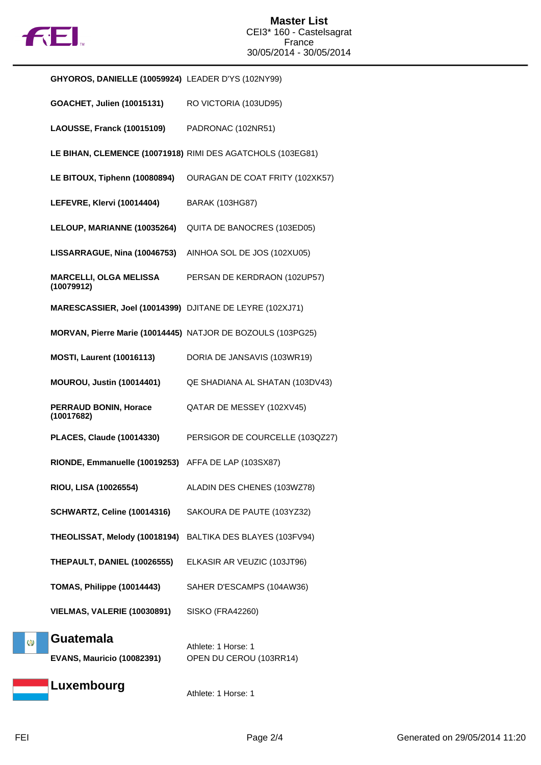| Athlete | Horse |
|---|---|
| **GHYOROS, DANIELLE (10059924)** | LEADER D'YS (102NY99) |
| **GOACHET, Julien (10015131)** | RO VICTORIA (103UD95) |
| **LAOUSSE, Franck (10015109)** | PADRONAC (102NR51) |
| **LE BIHAN, CLEMENCE (10071918)** | RIMI DES AGATCHOLS (103EG81) |
| **LE BITOUX, Tiphenn (10080894)** | OURAGAN DE COAT FRITY (102XK57) |
| **LEFEVRE, Klervi (10014404)** | BARAK (103HG87) |
| **LELOUP, MARIANNE (10035264)** | QUITA DE BANOCRES (103ED05) |
| **LISSARRAGUE, Nina (10046753)** | AINHOA SOL DE JOS (102XU05) |
| **MARCELLI, OLGA MELISSA (10079912)** | PERSAN DE KERDRAON (102UP57) |
| **MARESCASSIER, Joel (10014399)** | DJITANE DE LEYRE (102XJ71) |
| **MORVAN, Pierre Marie (10014445)** | NATJOR DE BOZOULS (103PG25) |
| **MOSTI, Laurent (10016113)** | DORIA DE JANSAVIS (103WR19) |
| **MOUROU, Justin (10014401)** | QE SHADIANA AL SHATAN (103DV43) |
| **PERRAUD BONIN, Horace (10017682)** | QATAR DE MESSEY (102XV45) |
| **PLACES, Claude (10014330)** | PERSIGOR DE COURCELLE (103QZ27) |
| **RIONDE, Emmanuelle (10019253)** | AFFA DE LAP (103SX87) |
| **RIOU, LISA (10026554)** | ALADIN DES CHENES (103WZ78) |
| **SCHWARTZ, Celine (10014316)** | SAKOURA DE PAUTE (103YZ32) |
| **THEOLISSAT, Melody (10018194)** | BALTIKA DES BLAYES (103FV94) |
| **THEPAULT, DANIEL (10026555)** | ELKASIR AR VEUZIC (103JT96) |
| **TOMAS, Philippe (10014443)** | SAHER D'ESCAMPS (104AW36) |
| **VIELMAS, VALERIE (10030891)** | SISKO (FRA42260) |

## Guatemala

Athlete: 1 Horse: 1

| Athlete | Horse |
|---|---|
| **EVANS, Mauricio (10082391)** | OPEN DU CEROU (103RR14) |

## Luxembourg

Athlete: 1 Horse: 1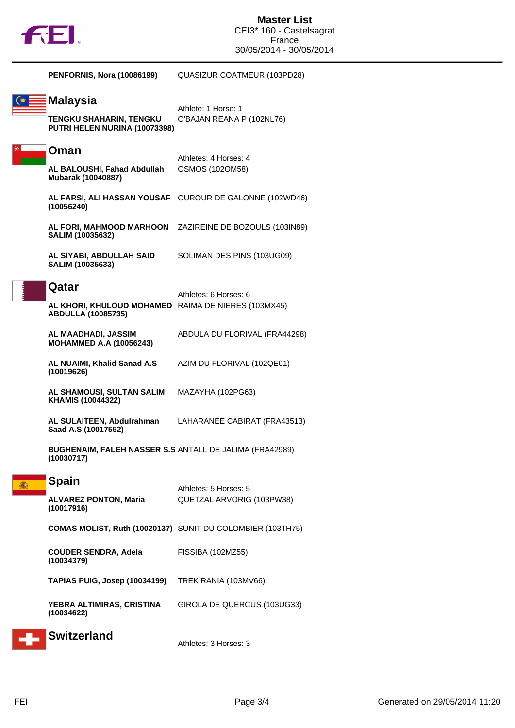| Athlete | Horse |
|---|---|
| **PENFORNIS, Nora (10086199)** | QUASIZUR COATMEUR (103PD28) |

## Malaysia

Athlete: 1 Horse: 1

| Athlete | Horse |
|---|---|
| **TENGKU SHAHARIN, TENGKU PUTRI HELEN NURINA (10073398)** | O'BAJAN REANA P (102NL76) |

## Oman

Athletes: 4 Horses: 4

| Athlete | Horse |
|---|---|
| **AL BALOUSHI, Fahad Abdullah Mubarak (10040887)** | OSMOS (102OM58) |
| **AL FARSI, ALI HASSAN YOUSAF (10056240)** | OUROUR DE GALONNE (102WD46) |
| **AL FORI, MAHMOOD MARHOON SALIM (10035632)** | ZAZIREINE DE BOZOULS (103IN89) |
| **AL SIYABI, ABDULLAH SAID SALIM (10035633)** | SOLIMAN DES PINS (103UG09) |

## Qatar

Athletes: 6 Horses: 6

| Athlete | Horse |
|---|---|
| **AL KHORI, KHULOUD MOHAMED ABDULLA (10085735)** | RAIMA DE NIERES (103MX45) |
| **AL MAADHADI, JASSIM MOHAMMED A.A (10056243)** | ABDULA DU FLORIVAL (FRA44298) |
| **AL NUAIMI, Khalid Sanad A.S (10019626)** | AZIM DU FLORIVAL (102QE01) |
| **AL SHAMOUSI, SULTAN SALIM KHAMIS (10044322)** | MAZAYHA (102PG63) |
| **AL SULAITEEN, Abdulrahman Saad A.S (10017552)** | LAHARANEE CABIRAT (FRA43513) |
| **BUGHENAIM, FALEH NASSER S.S (10030717)** | ANTALL DE JALIMA (FRA42989) |

## Spain

Athletes: 5 Horses: 5

| Athlete | Horse |
|---|---|
| **ALVAREZ PONTON, Maria (10017916)** | QUETZAL ARVORIG (103PW38) |
| **COMAS MOLIST, Ruth (10020137)** | SUNIT DU COLOMBIER (103TH75) |
| **COUDER SENDRA, Adela (10034379)** | FISSIBA (102MZ55) |
| **TAPIAS PUIG, Josep (10034199)** | TREK RANIA (103MV66) |
| **YEBRA ALTIMIRAS, CRISTINA (10034622)** | GIROLA DE QUERCUS (103UG33) |

## Switzerland

Athletes: 3 Horses: 3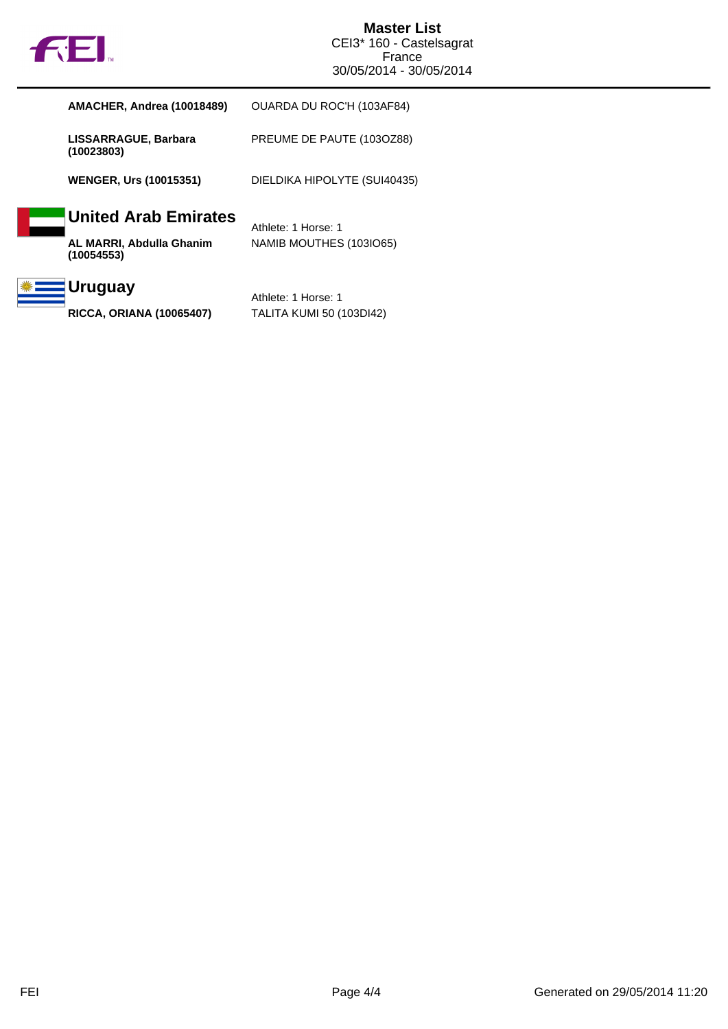# Master List

CEI3* 160 - Castelsagrat
France
30/05/2014 - 30/05/2014

| | |
|---|---|
| **AMACHER, Andrea (10018489)** | OUARDA DU ROC'H (103AF84) |
| **LISSARRAGUE, Barbara (10023803)** | PREUME DE PAUTE (103OZ88) |
| **WENGER, Urs (10015351)** | DIELDIKA HIPOLYTE (SUI40435) |

## United Arab Emirates

Athlete: 1 Horse: 1

| | |
|---|---|
| **AL MARRI, Abdulla Ghanim (10054553)** | NAMIB MOUTHES (103IO65) |

## Uruguay

Athlete: 1 Horse: 1

| | |
|---|---|
| **RICCA, ORIANA (10065407)** | TALITA KUMI 50 (103DI42) |

Generated on 29/05/2014 11:20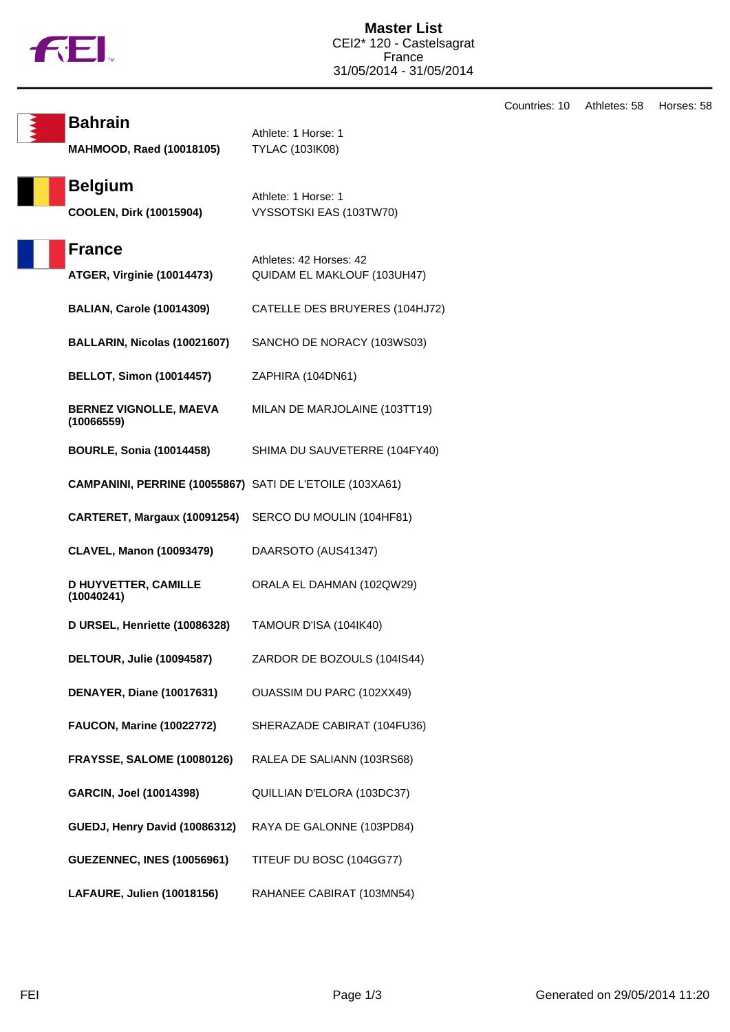# Master List

CEI2* 120 - Castelsagrat
France
31/05/2014 - 31/05/2014

Countries: 10 Athletes: 58 Horses: 58

## Bahrain

Athlete: 1 Horse: 1

| Athlete | Horse |
|---|---|
| **MAHMOOD, Raed (10018105)** | TYLAC (103IK08) |

## Belgium

Athlete: 1 Horse: 1

| Athlete | Horse |
|---|---|
| **COOLEN, Dirk (10015904)** | VYSSOTSKI EAS (103TW70) |

## France

Athletes: 42 Horses: 42

| Athlete | Horse |
|---|---|
| **ATGER, Virginie (10014473)** | QUIDAM EL MAKLOUF (103UH47) |
| **BALIAN, Carole (10014309)** | CATELLE DES BRUYERES (104HJ72) |
| **BALLARIN, Nicolas (10021607)** | SANCHO DE NORACY (103WS03) |
| **BELLOT, Simon (10014457)** | ZAPHIRA (104DN61) |
| **BERNEZ VIGNOLLE, MAEVA (10066559)** | MILAN DE MARJOLAINE (103TT19) |
| **BOURLE, Sonia (10014458)** | SHIMA DU SAUVETERRE (104FY40) |
| **CAMPANINI, PERRINE (10055867)** | SATI DE L'ETOILE (103XA61) |
| **CARTERET, Margaux (10091254)** | SERCO DU MOULIN (104HF81) |
| **CLAVEL, Manon (10093479)** | DAARSOTO (AUS41347) |
| **D HUYVETTER, CAMILLE (10040241)** | ORALA EL DAHMAN (102QW29) |
| **D URSEL, Henriette (10086328)** | TAMOUR D'ISA (104IK40) |
| **DELTOUR, Julie (10094587)** | ZARDOR DE BOZOULS (104IS44) |
| **DENAYER, Diane (10017631)** | OUASSIM DU PARC (102XX49) |
| **FAUCON, Marine (10022772)** | SHERAZADE CABIRAT (104FU36) |
| **FRAYSSE, SALOME (10080126)** | RALEA DE SALIANN (103RS68) |
| **GARCIN, Joel (10014398)** | QUILLIAN D'ELORA (103DC37) |
| **GUEDJ, Henry David (10086312)** | RAYA DE GALONNE (103PD84) |
| **GUEZENNEC, INES (10056961)** | TITEUF DU BOSC (104GG77) |
| **LAFAURE, Julien (10018156)** | RAHANEE CABIRAT (103MN54) |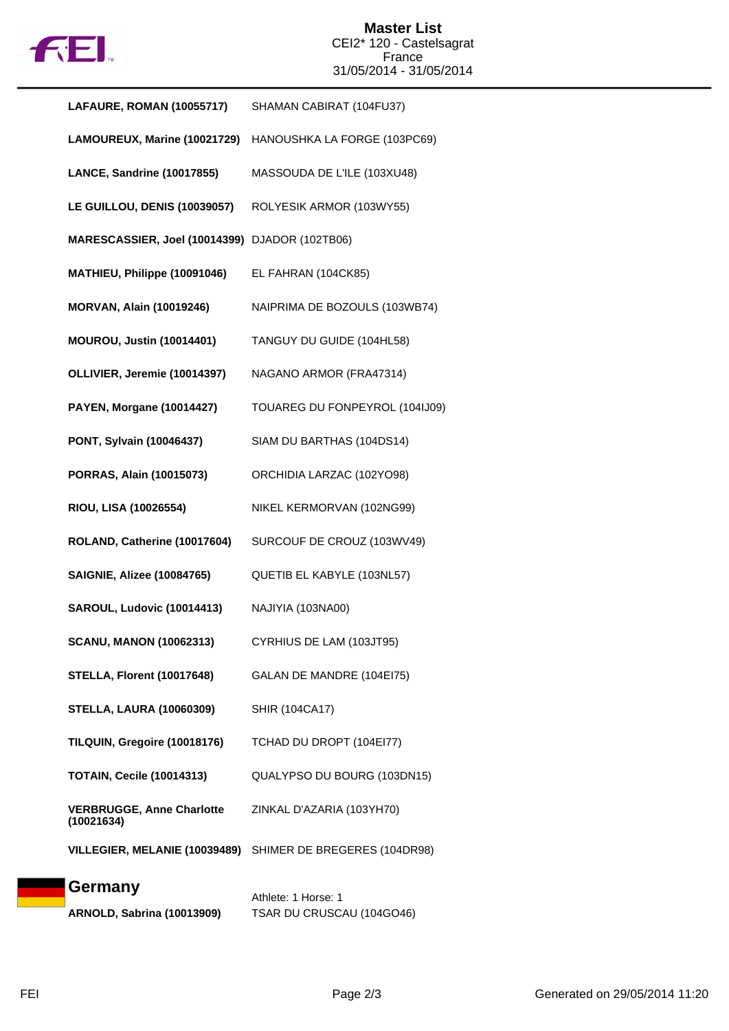# Master List

CEI2* 120 - Castelsagrat
France
31/05/2014 - 31/05/2014

| Athlete | Horse |
|---|---|
| **LAFAURE, ROMAN (10055717)** | SHAMAN CABIRAT (104FU37) |
| **LAMOUREUX, Marine (10021729)** | HANOUSHKA LA FORGE (103PC69) |
| **LANCE, Sandrine (10017855)** | MASSOUDA DE L'ILE (103XU48) |
| **LE GUILLOU, DENIS (10039057)** | ROLYESIK ARMOR (103WY55) |
| **MARESCASSIER, Joel (10014399)** | DJADOR (102TB06) |
| **MATHIEU, Philippe (10091046)** | EL FAHRAN (104CK85) |
| **MORVAN, Alain (10019246)** | NAIPRIMA DE BOZOULS (103WB74) |
| **MOUROU, Justin (10014401)** | TANGUY DU GUIDE (104HL58) |
| **OLLIVIER, Jeremie (10014397)** | NAGANO ARMOR (FRA47314) |
| **PAYEN, Morgane (10014427)** | TOUAREG DU FONPEYROL (104IJ09) |
| **PONT, Sylvain (10046437)** | SIAM DU BARTHAS (104DS14) |
| **PORRAS, Alain (10015073)** | ORCHIDIA LARZAC (102YO98) |
| **RIOU, LISA (10026554)** | NIKEL KERMORVAN (102NG99) |
| **ROLAND, Catherine (10017604)** | SURCOUF DE CROUZ (103WV49) |
| **SAIGNIE, Alizee (10084765)** | QUETIB EL KABYLE (103NL57) |
| **SAROUL, Ludovic (10014413)** | NAJIYIA (103NA00) |
| **SCANU, MANON (10062313)** | CYRHIUS DE LAM (103JT95) |
| **STELLA, Florent (10017648)** | GALAN DE MANDRE (104EI75) |
| **STELLA, LAURA (10060309)** | SHIR (104CA17) |
| **TILQUIN, Gregoire (10018176)** | TCHAD DU DROPT (104EI77) |
| **TOTAIN, Cecile (10014313)** | QUALYPSO DU BOURG (103DN15) |
| **VERBRUGGE, Anne Charlotte (10021634)** | ZINKAL D'AZARIA (103YH70) |
| **VILLEGIER, MELANIE (10039489)** | SHIMER DE BREGERES (104DR98) |

## Germany

Athlete: 1 Horse: 1

| Athlete | Horse |
|---|---|
| **ARNOLD, Sabrina (10013909)** | TSAR DU CRUSCAU (104GO46) |

Generated on 29/05/2014 11:20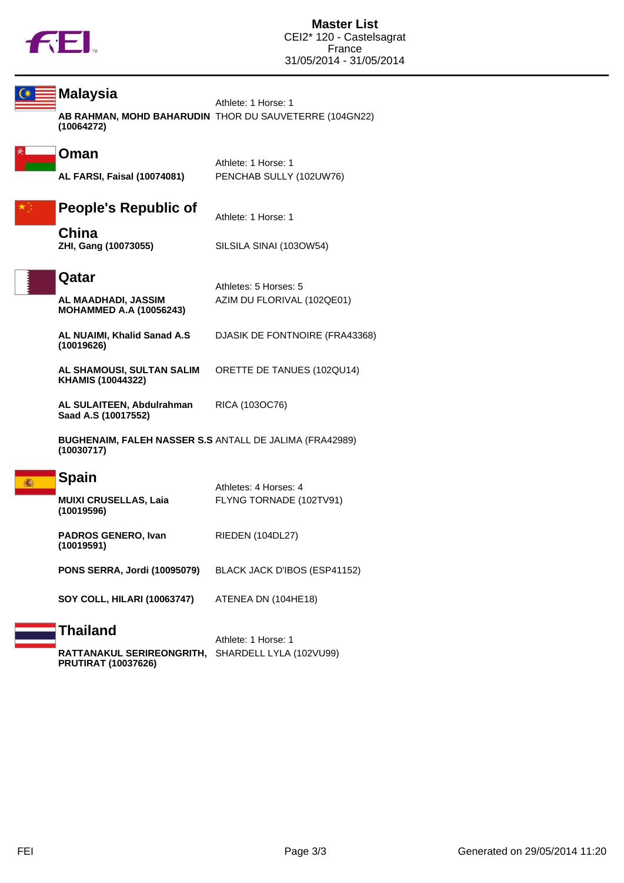# Master List

CEI2* 120 - Castelsagrat
France
31/05/2014 - 31/05/2014

## Malaysia

Athlete: 1 Horse: 1

| Athlete | Horse |
|---|---|
| **AB RAHMAN, MOHD BAHARUDIN (10064272)** | THOR DU SAUVETERRE (104GN22) |

## Oman

Athlete: 1 Horse: 1

| Athlete | Horse |
|---|---|
| **AL FARSI, Faisal (10074081)** | PENCHAB SULLY (102UW76) |

## People's Republic of China

Athlete: 1 Horse: 1

| Athlete | Horse |
|---|---|
| **ZHI, Gang (10073055)** | SILSILA SINAI (103OW54) |

## Qatar

Athletes: 5 Horses: 5

| Athlete | Horse |
|---|---|
| **AL MAADHADI, JASSIM MOHAMMED A.A (10056243)** | AZIM DU FLORIVAL (102QE01) |
| **AL NUAIMI, Khalid Sanad A.S (10019626)** | DJASIK DE FONTNOIRE (FRA43368) |
| **AL SHAMOUSI, SULTAN SALIM KHAMIS (10044322)** | ORETTE DE TANUES (102QU14) |
| **AL SULAITEEN, Abdulrahman Saad A.S (10017552)** | RICA (103OC76) |
| **BUGHENAIM, FALEH NASSER S.S (10030717)** | ANTALL DE JALIMA (FRA42989) |

## Spain

Athletes: 4 Horses: 4

| Athlete | Horse |
|---|---|
| **MUIXI CRUSELLAS, Laia (10019596)** | FLYNG TORNADE (102TV91) |
| **PADROS GENERO, Ivan (10019591)** | RIEDEN (104DL27) |
| **PONS SERRA, Jordi (10095079)** | BLACK JACK D'IBOS (ESP41152) |
| **SOY COLL, HILARI (10063747)** | ATENEA DN (104HE18) |

## Thailand

Athlete: 1 Horse: 1

| Athlete | Horse |
|---|---|
| **RATTANAKUL SERIREONGRITH, PRUTIRAT (10037626)** | SHARDELL LYLA (102VU99) |

Generated on 29/05/2014 11:20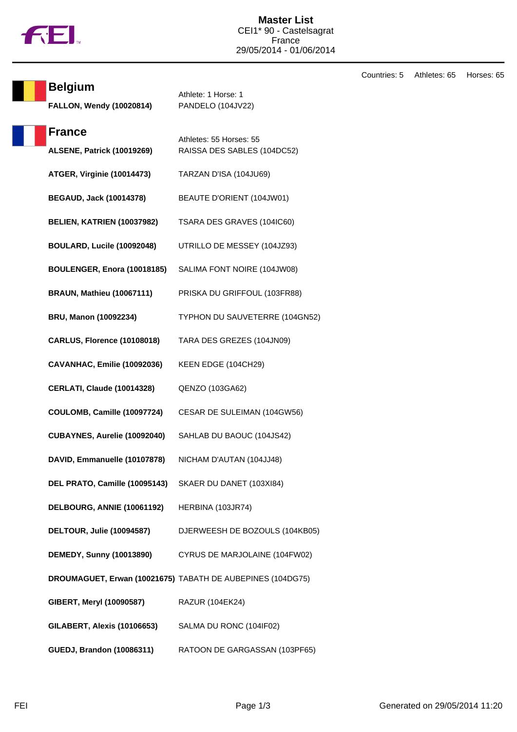# Master List

CEI1* 90 - Castelsagrat
France
29/05/2014 - 01/06/2014

Countries: 5 Athletes: 65 Horses: 65

## Belgium

Athlete: 1 Horse: 1

| Athlete | Horse |
|---|---|
| **FALLON, Wendy (10020814)** | PANDELO (104JV22) |

## France

Athletes: 55 Horses: 55

| Athlete | Horse |
|---|---|
| **ALSENE, Patrick (10019269)** | RAISSA DES SABLES (104DC52) |
| **ATGER, Virginie (10014473)** | TARZAN D'ISA (104JU69) |
| **BEGAUD, Jack (10014378)** | BEAUTE D'ORIENT (104JW01) |
| **BELIEN, KATRIEN (10037982)** | TSARA DES GRAVES (104IC60) |
| **BOULARD, Lucile (10092048)** | UTRILLO DE MESSEY (104JZ93) |
| **BOULENGER, Enora (10018185)** | SALIMA FONT NOIRE (104JW08) |
| **BRAUN, Mathieu (10067111)** | PRISKA DU GRIFFOUL (103FR88) |
| **BRU, Manon (10092234)** | TYPHON DU SAUVETERRE (104GN52) |
| **CARLUS, Florence (10108018)** | TARA DES GREZES (104JN09) |
| **CAVANHAC, Emilie (10092036)** | KEEN EDGE (104CH29) |
| **CERLATI, Claude (10014328)** | QENZO (103GA62) |
| **COULOMB, Camille (10097724)** | CESAR DE SULEIMAN (104GW56) |
| **CUBAYNES, Aurelie (10092040)** | SAHLAB DU BAOUC (104JS42) |
| **DAVID, Emmanuelle (10107878)** | NICHAM D'AUTAN (104JJ48) |
| **DEL PRATO, Camille (10095143)** | SKAER DU DANET (103XI84) |
| **DELBOURG, ANNIE (10061192)** | HERBINA (103JR74) |
| **DELTOUR, Julie (10094587)** | DJERWEESH DE BOZOULS (104KB05) |
| **DEMEDY, Sunny (10013890)** | CYRUS DE MARJOLAINE (104FW02) |
| **DROUMAGUET, Erwan (10021675)** | TABATH DE AUBEPINES (104DG75) |
| **GIBERT, Meryl (10090587)** | RAZUR (104EK24) |
| **GILABERT, Alexis (10106653)** | SALMA DU RONC (104IF02) |
| **GUEDJ, Brandon (10086311)** | RATOON DE GARGASSAN (103PF65) |

FEI

Generated on 29/05/2014 11:20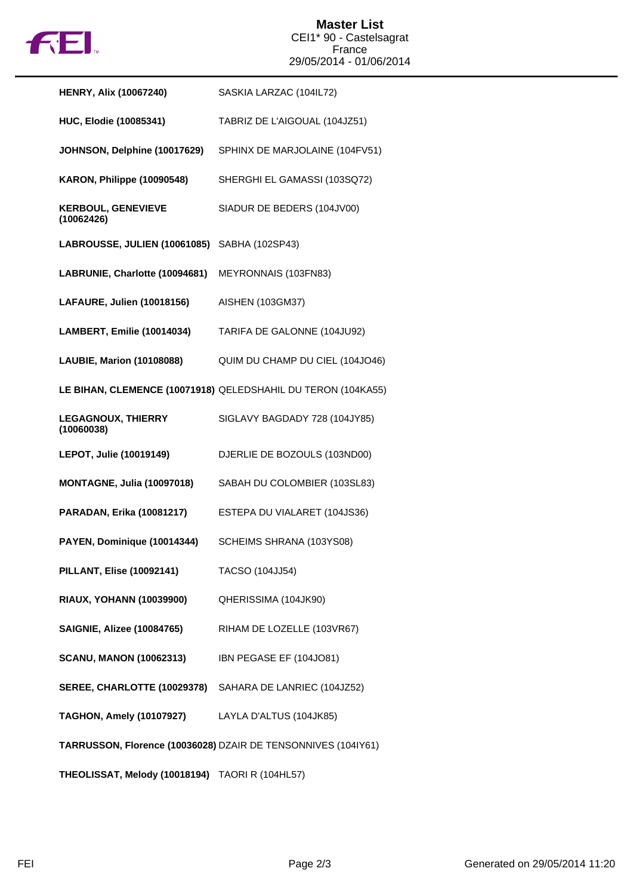# Master List

CEI1* 90 - Castelsagrat
France
29/05/2014 - 01/06/2014

| Rider | Horse |
|---|---|
| **HENRY, Alix (10067240)** | SASKIA LARZAC (104IL72) |
| **HUC, Elodie (10085341)** | TABRIZ DE L'AIGOUAL (104JZ51) |
| **JOHNSON, Delphine (10017629)** | SPHINX DE MARJOLAINE (104FV51) |
| **KARON, Philippe (10090548)** | SHERGHI EL GAMASSI (103SQ72) |
| **KERBOUL, GENEVIEVE (10062426)** | SIADUR DE BEDERS (104JV00) |
| **LABROUSSE, JULIEN (10061085)** | SABHA (102SP43) |
| **LABRUNIE, Charlotte (10094681)** | MEYRONNAIS (103FN83) |
| **LAFAURE, Julien (10018156)** | AISHEN (103GM37) |
| **LAMBERT, Emilie (10014034)** | TARIFA DE GALONNE (104JU92) |
| **LAUBIE, Marion (10108088)** | QUIM DU CHAMP DU CIEL (104JO46) |
| **LE BIHAN, CLEMENCE (10071918)** | QELEDSHAHIL DU TERON (104KA55) |
| **LEGAGNOUX, THIERRY (10060038)** | SIGLAVY BAGDADY 728 (104JY85) |
| **LEPOT, Julie (10019149)** | DJERLIE DE BOZOULS (103ND00) |
| **MONTAGNE, Julia (10097018)** | SABAH DU COLOMBIER (103SL83) |
| **PARADAN, Erika (10081217)** | ESTEPA DU VIALARET (104JS36) |
| **PAYEN, Dominique (10014344)** | SCHEIMS SHRANA (103YS08) |
| **PILLANT, Elise (10092141)** | TACSO (104JJ54) |
| **RIAUX, YOHANN (10039900)** | QHERISSIMA (104JK90) |
| **SAIGNIE, Alizee (10084765)** | RIHAM DE LOZELLE (103VR67) |
| **SCANU, MANON (10062313)** | IBN PEGASE EF (104JO81) |
| **SEREE, CHARLOTTE (10029378)** | SAHARA DE LANRIEC (104JZ52) |
| **TAGHON, Amely (10107927)** | LAYLA D'ALTUS (104JK85) |
| **TARRUSSON, Florence (10036028)** | DZAIR DE TENSONNIVES (104IY61) |
| **THEOLISSAT, Melody (10018194)** | TAORI R (104HL57) |

Generated on 29/05/2014 11:20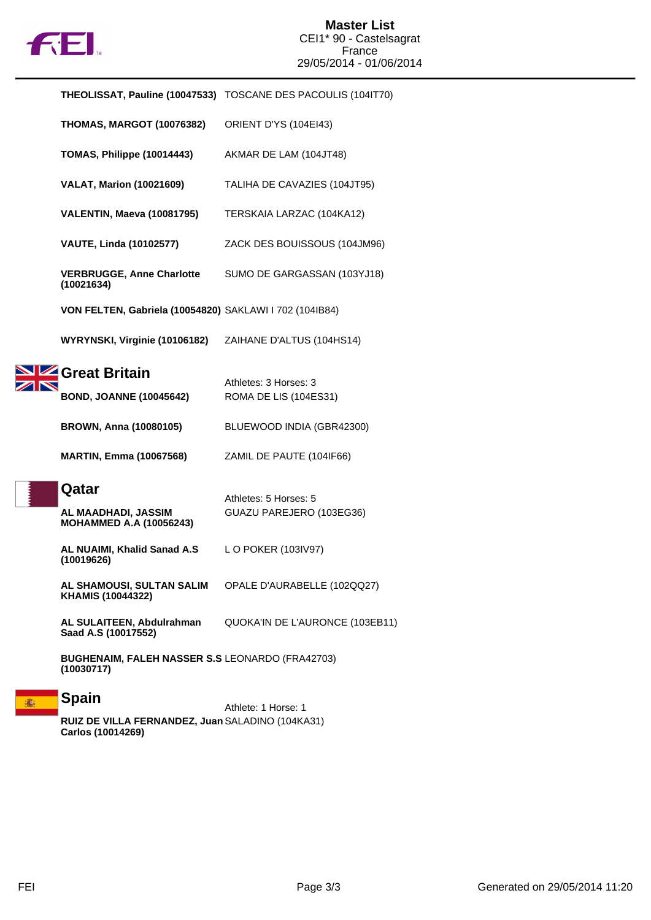| | |
|---|---|
| **THEOLISSAT, Pauline (10047533)** | TOSCANE DES PACOULIS (104IT70) |
| **THOMAS, MARGOT (10076382)** | ORIENT D'YS (104EI43) |
| **TOMAS, Philippe (10014443)** | AKMAR DE LAM (104JT48) |
| **VALAT, Marion (10021609)** | TALIHA DE CAVAZIES (104JT95) |
| **VALENTIN, Maeva (10081795)** | TERSKAIA LARZAC (104KA12) |
| **VAUTE, Linda (10102577)** | ZACK DES BOUISSOUS (104JM96) |
| **VERBRUGGE, Anne Charlotte (10021634)** | SUMO DE GARGASSAN (103YJ18) |
| **VON FELTEN, Gabriela (10054820)** | SAKLAWI I 702 (104IB84) |
| **WYRYNSKI, Virginie (10106182)** | ZAIHANE D'ALTUS (104HS14) |

## Great Britain

Athletes: 3 Horses: 3

| | |
|---|---|
| **BOND, JOANNE (10045642)** | ROMA DE LIS (104ES31) |
| **BROWN, Anna (10080105)** | BLUEWOOD INDIA (GBR42300) |
| **MARTIN, Emma (10067568)** | ZAMIL DE PAUTE (104IF66) |

## Qatar

Athletes: 5 Horses: 5

| | |
|---|---|
| **AL MAADHADI, JASSIM MOHAMMED A.A (10056243)** | GUAZU PAREJERO (103EG36) |
| **AL NUAIMI, Khalid Sanad A.S (10019626)** | L O POKER (103IV97) |
| **AL SHAMOUSI, SULTAN SALIM KHAMIS (10044322)** | OPALE D'AURABELLE (102QQ27) |
| **AL SULAITEEN, Abdulrahman Saad A.S (10017552)** | QUOKA'IN DE L'AURONCE (103EB11) |
| **BUGHENAIM, FALEH NASSER S.S (10030717)** | LEONARDO (FRA42703) |

## Spain

Athlete: 1 Horse: 1

| | |
|---|---|
| **RUIZ DE VILLA FERNANDEZ, Juan Carlos (10014269)** | SALADINO (104KA31) |